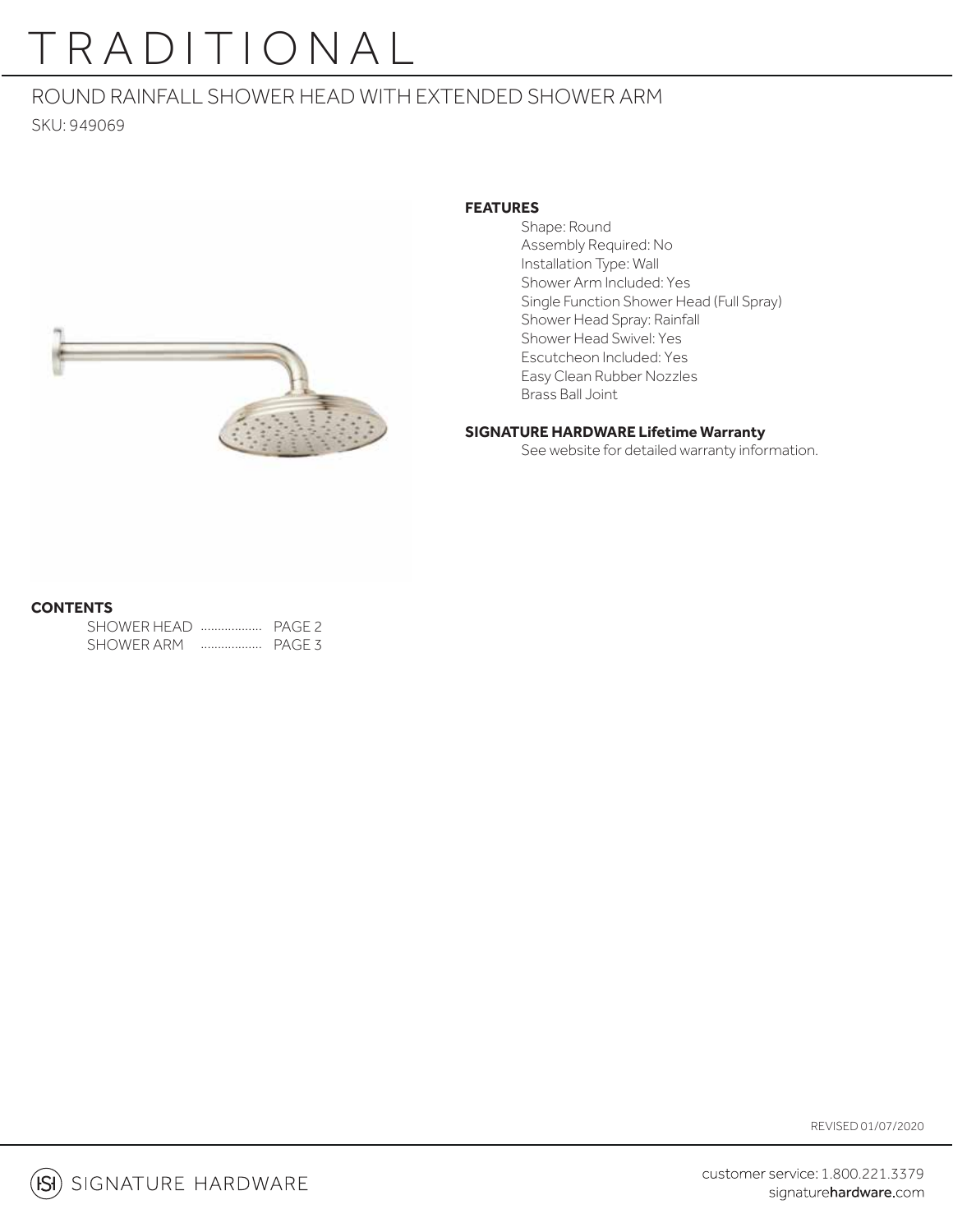# TRADITIONAL

## ROUND RAINFALL SHOWER HEAD WITH EXTENDED SHOWER ARM

SKU: 949069

**FEATURES**

- Shape: Round
- Assembly Required: No
- Installation Type: Wall
- Shower Arm Included: Yes
- Single Function Shower Head (Full Spray)
- Shower Head Spray: Rainfall
- Shower Head Swivel: Yes
- Escutcheon Included: Yes
- Easy Clean Rubber Nozzles
- Brass Ball Joint

**SIGNATURE HARDWARE Lifetime Warranty**

See website for detailed warranty information.

**CONTENTS**

SHOWER HEAD .................. PAGE 2
SHOWER ARM .................. PAGE 3

REVISED 01/07/2020

SIGNATURE HARDWARE

customer service: 1.800.221.3379
signaturehardware.com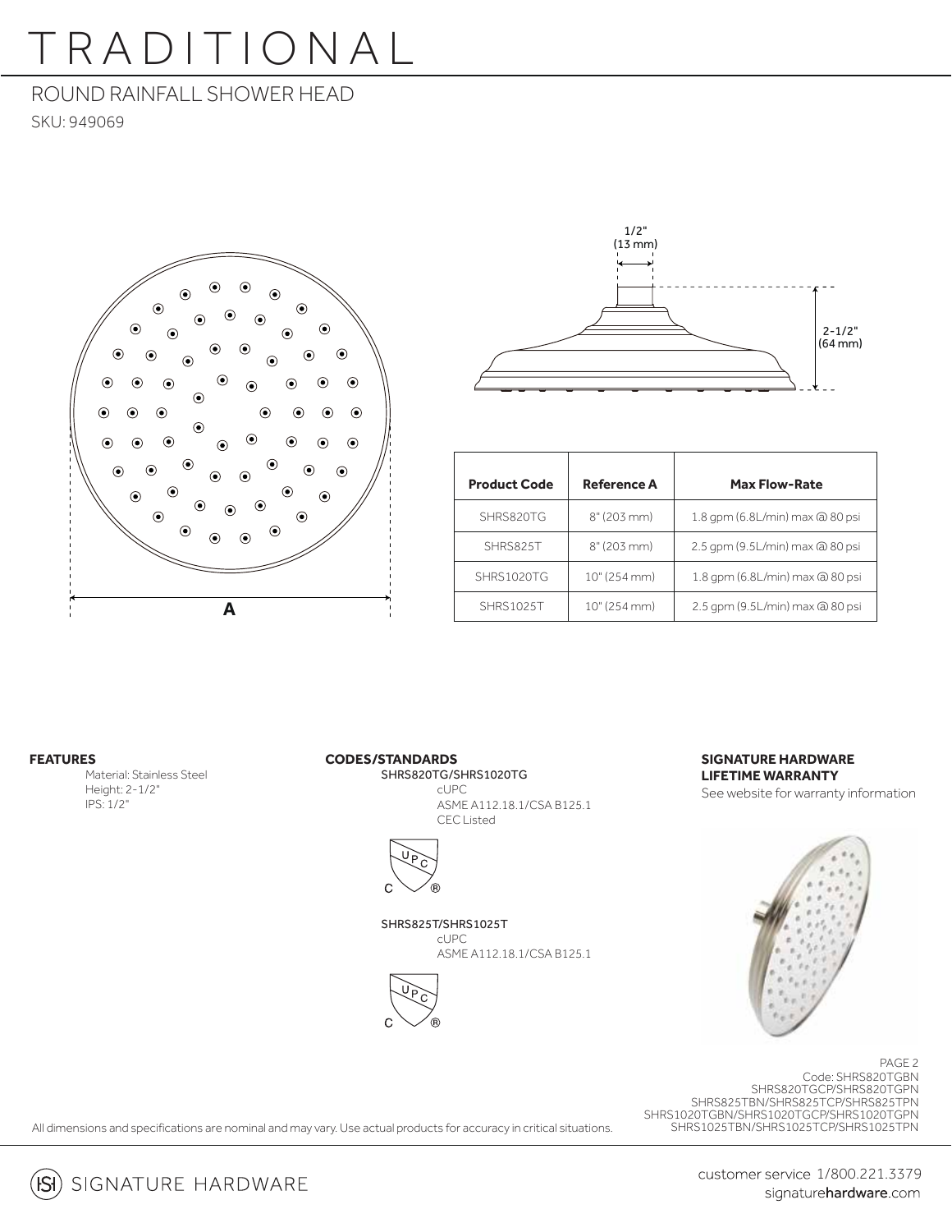# TRADITIONAL

## ROUND RAINFALL SHOWER HEAD

SKU: 949069

1/2" (13 mm)

2-1/2" (64 mm)

A

| Product Code | Reference A | Max Flow-Rate |
|---|---|---|
| SHRS820TG | 8" (203 mm) | 1.8 gpm (6.8L/min) max @ 80 psi |
| SHRS825T | 8" (203 mm) | 2.5 gpm (9.5L/min) max @ 80 psi |
| SHRS1020TG | 10" (254 mm) | 1.8 gpm (6.8L/min) max @ 80 psi |
| SHRS1025T | 10" (254 mm) | 2.5 gpm (9.5L/min) max @ 80 psi |

**FEATURES**

Material: Stainless Steel
Height: 2-1/2"
IPS: 1/2"

**CODES/STANDARDS**

SHRS820TG/SHRS1020TG
cUPC
ASME A112.18.1/CSA B125.1
CEC Listed

SHRS825T/SHRS1025T
cUPC
ASME A112.18.1/CSA B125.1

**SIGNATURE HARDWARE LIFETIME WARRANTY**

See website for warranty information

Code: SHRS820TGBN
SHRS820TGCP/SHRS820TGPN
SHRS825TBN/SHRS825TCP/SHRS825TPN
SHRS1020TGBN/SHRS1020TGCP/SHRS1020TGPN
SHRS1025TBN/SHRS1025TCP/SHRS1025TPN

All dimensions and specifications are nominal and may vary. Use actual products for accuracy in critical situations.

SIGNATURE HARDWARE

customer service 1/800.221.3379
signaturehardware.com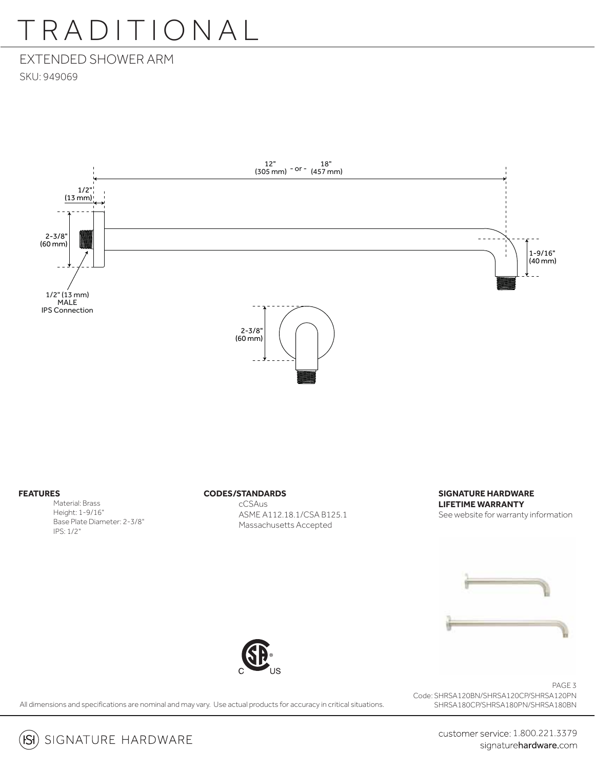# TRADITIONAL

## EXTENDED SHOWER ARM

SKU: 949069

12" (305 mm) - or - 18" (457 mm)

1/2" (13 mm)

2-3/8" (60 mm)

1-9/16" (40 mm)

1/2" (13 mm) MALE IPS Connection

2-3/8" (60 mm)

**FEATURES**

Material: Brass
Height: 1-9/16"
Base Plate Diameter: 2-3/8"
IPS: 1/2"

**CODES/STANDARDS**

cCSAus
ASME A112.18.1/CSA B125.1
Massachusetts Accepted

**SIGNATURE HARDWARE LIFETIME WARRANTY**

See website for warranty information

Code: SHRSA120BN/SHRSA120CP/SHRSA120PN
SHRSA180CP/SHRSA180PN/SHRSA180BN

All dimensions and specifications are nominal and may vary. Use actual products for accuracy in critical situations.

SIGNATURE HARDWARE

customer service: 1.800.221.3379
signaturehardware.com